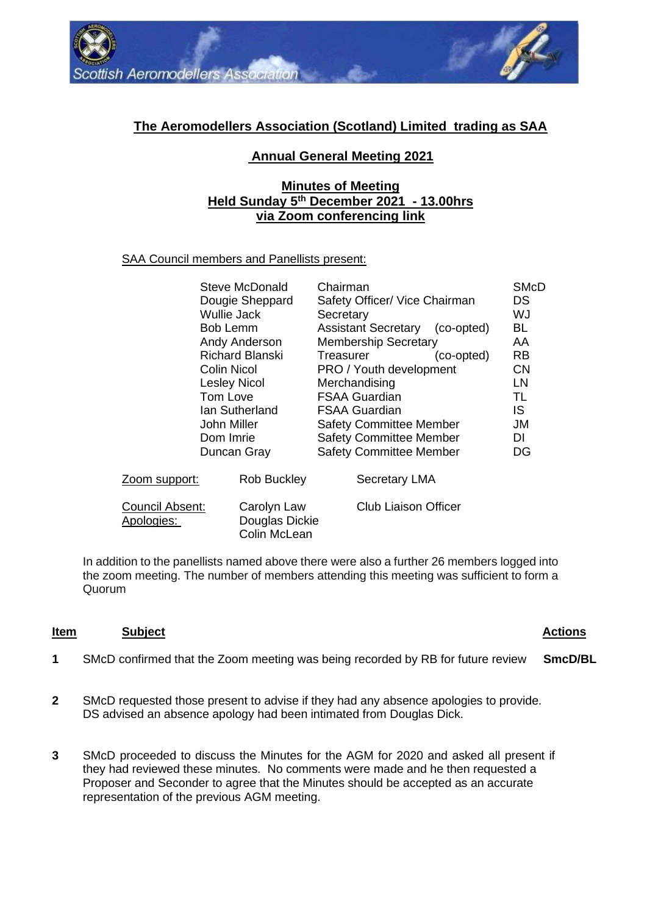## The Aeromodellers Association (Scotland) Limited trading as SAA

## Annual General Meeting 2021

### Minutes of Meeting
### Held Sunday 5th December 2021 - 13.00hrs
### via Zoom conferencing link

SAA Council members and Panellists present:

| Name | Role | Initials |
|---|---|---|
| Steve McDonald | Chairman | SMcD |
| Dougie Sheppard | Safety Officer/ Vice Chairman | DS |
| Wullie Jack | Secretary | WJ |
| Bob Lemm | Assistant Secretary (co-opted) | BL |
| Andy Anderson | Membership Secretary | AA |
| Richard Blanski | Treasurer (co-opted) | RB |
| Colin Nicol | PRO / Youth development | CN |
| Lesley Nicol | Merchandising | LN |
| Tom Love | FSAA Guardian | TL |
| Ian Sutherland | FSAA Guardian | IS |
| John Miller | Safety Committee Member | JM |
| Dom Imrie | Safety Committee Member | DI |
| Duncan Gray | Safety Committee Member | DG |

Zoom support: Rob Buckley — Secretary LMA

Council Absent: Carolyn Law — Club Liaison Officer

Apologies: Douglas Dickie, Colin McLean

In addition to the panellists named above there were also a further 26 members logged into the zoom meeting. The number of members attending this meeting was sufficient to form a Quorum

| Item | Subject | Actions |
|---|---|---|
| **1** | SMcD confirmed that the Zoom meeting was being recorded by RB for future review | **SmcD/BL** |
| **2** | SMcD requested those present to advise if they had any absence apologies to provide. DS advised an absence apology had been intimated from Douglas Dick. | |
| **3** | SMcD proceeded to discuss the Minutes for the AGM for 2020 and asked all present if they had reviewed these minutes. No comments were made and he then requested a Proposer and Seconder to agree that the Minutes should be accepted as an accurate representation of the previous AGM meeting. | |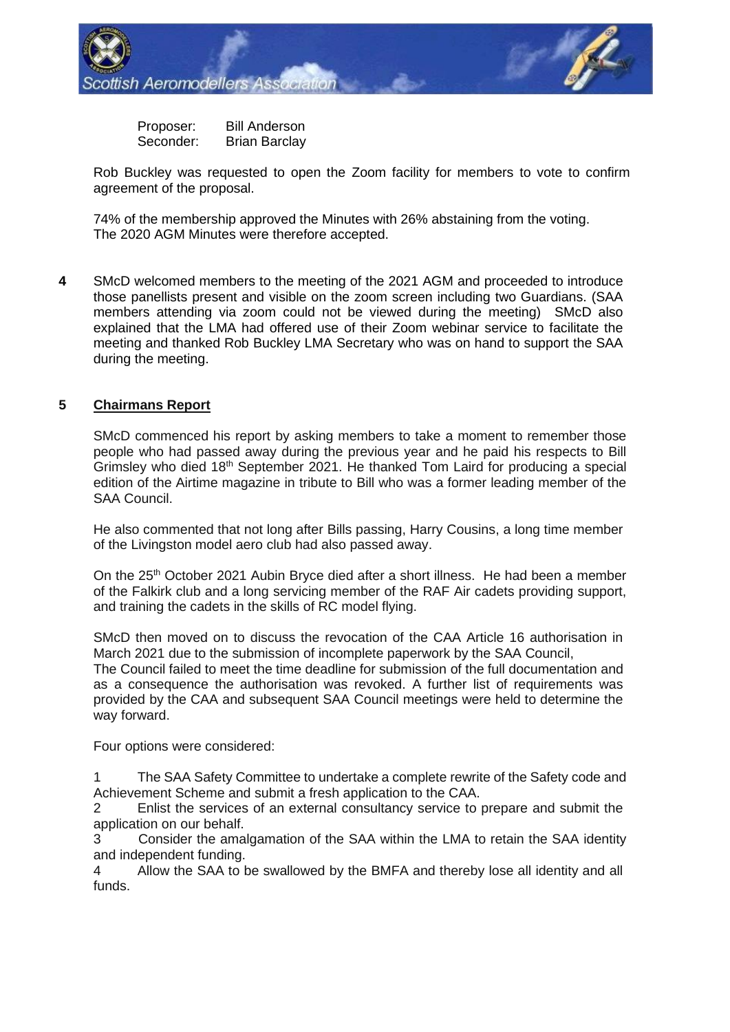Proposer: Bill Anderson
Seconder: Brian Barclay

Rob Buckley was requested to open the Zoom facility for members to vote to confirm agreement of the proposal.

74% of the membership approved the Minutes with 26% abstaining from the voting.
The 2020 AGM Minutes were therefore accepted.

**4** SMcD welcomed members to the meeting of the 2021 AGM and proceeded to introduce those panellists present and visible on the zoom screen including two Guardians. (SAA members attending via zoom could not be viewed during the meeting) SMcD also explained that the LMA had offered use of their Zoom webinar service to facilitate the meeting and thanked Rob Buckley LMA Secretary who was on hand to support the SAA during the meeting.

## 5 Chairmans Report

SMcD commenced his report by asking members to take a moment to remember those people who had passed away during the previous year and he paid his respects to Bill Grimsley who died 18th September 2021. He thanked Tom Laird for producing a special edition of the Airtime magazine in tribute to Bill who was a former leading member of the SAA Council.

He also commented that not long after Bills passing, Harry Cousins, a long time member of the Livingston model aero club had also passed away.

On the 25th October 2021 Aubin Bryce died after a short illness. He had been a member of the Falkirk club and a long servicing member of the RAF Air cadets providing support, and training the cadets in the skills of RC model flying.

SMcD then moved on to discuss the revocation of the CAA Article 16 authorisation in March 2021 due to the submission of incomplete paperwork by the SAA Council,
The Council failed to meet the time deadline for submission of the full documentation and as a consequence the authorisation was revoked. A further list of requirements was provided by the CAA and subsequent SAA Council meetings were held to determine the way forward.

Four options were considered:

1 The SAA Safety Committee to undertake a complete rewrite of the Safety code and Achievement Scheme and submit a fresh application to the CAA.
2 Enlist the services of an external consultancy service to prepare and submit the application on our behalf.
3 Consider the amalgamation of the SAA within the LMA to retain the SAA identity and independent funding.
4 Allow the SAA to be swallowed by the BMFA and thereby lose all identity and all funds.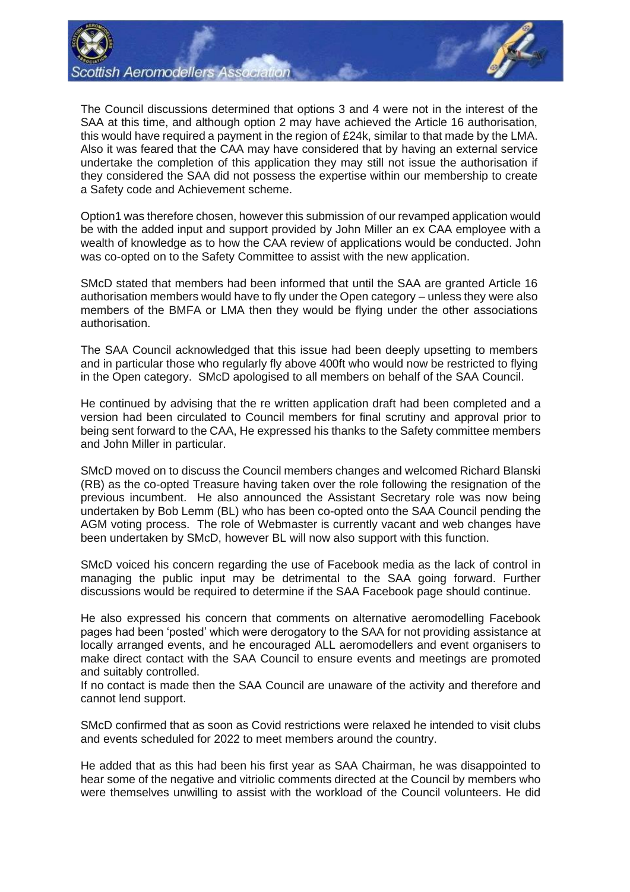The Council discussions determined that options 3 and 4 were not in the interest of the SAA at this time, and although option 2 may have achieved the Article 16 authorisation, this would have required a payment in the region of £24k, similar to that made by the LMA. Also it was feared that the CAA may have considered that by having an external service undertake the completion of this application they may still not issue the authorisation if they considered the SAA did not possess the expertise within our membership to create a Safety code and Achievement scheme.

Option1 was therefore chosen, however this submission of our revamped application would be with the added input and support provided by John Miller an ex CAA employee with a wealth of knowledge as to how the CAA review of applications would be conducted. John was co-opted on to the Safety Committee to assist with the new application.

SMcD stated that members had been informed that until the SAA are granted Article 16 authorisation members would have to fly under the Open category – unless they were also members of the BMFA or LMA then they would be flying under the other associations authorisation.

The SAA Council acknowledged that this issue had been deeply upsetting to members and in particular those who regularly fly above 400ft who would now be restricted to flying in the Open category. SMcD apologised to all members on behalf of the SAA Council.

He continued by advising that the re written application draft had been completed and a version had been circulated to Council members for final scrutiny and approval prior to being sent forward to the CAA, He expressed his thanks to the Safety committee members and John Miller in particular.

SMcD moved on to discuss the Council members changes and welcomed Richard Blanski (RB) as the co-opted Treasure having taken over the role following the resignation of the previous incumbent. He also announced the Assistant Secretary role was now being undertaken by Bob Lemm (BL) who has been co-opted onto the SAA Council pending the AGM voting process. The role of Webmaster is currently vacant and web changes have been undertaken by SMcD, however BL will now also support with this function.

SMcD voiced his concern regarding the use of Facebook media as the lack of control in managing the public input may be detrimental to the SAA going forward. Further discussions would be required to determine if the SAA Facebook page should continue.

He also expressed his concern that comments on alternative aeromodelling Facebook pages had been 'posted' which were derogatory to the SAA for not providing assistance at locally arranged events, and he encouraged ALL aeromodellers and event organisers to make direct contact with the SAA Council to ensure events and meetings are promoted and suitably controlled.
If no contact is made then the SAA Council are unaware of the activity and therefore and cannot lend support.

SMcD confirmed that as soon as Covid restrictions were relaxed he intended to visit clubs and events scheduled for 2022 to meet members around the country.

He added that as this had been his first year as SAA Chairman, he was disappointed to hear some of the negative and vitriolic comments directed at the Council by members who were themselves unwilling to assist with the workload of the Council volunteers. He did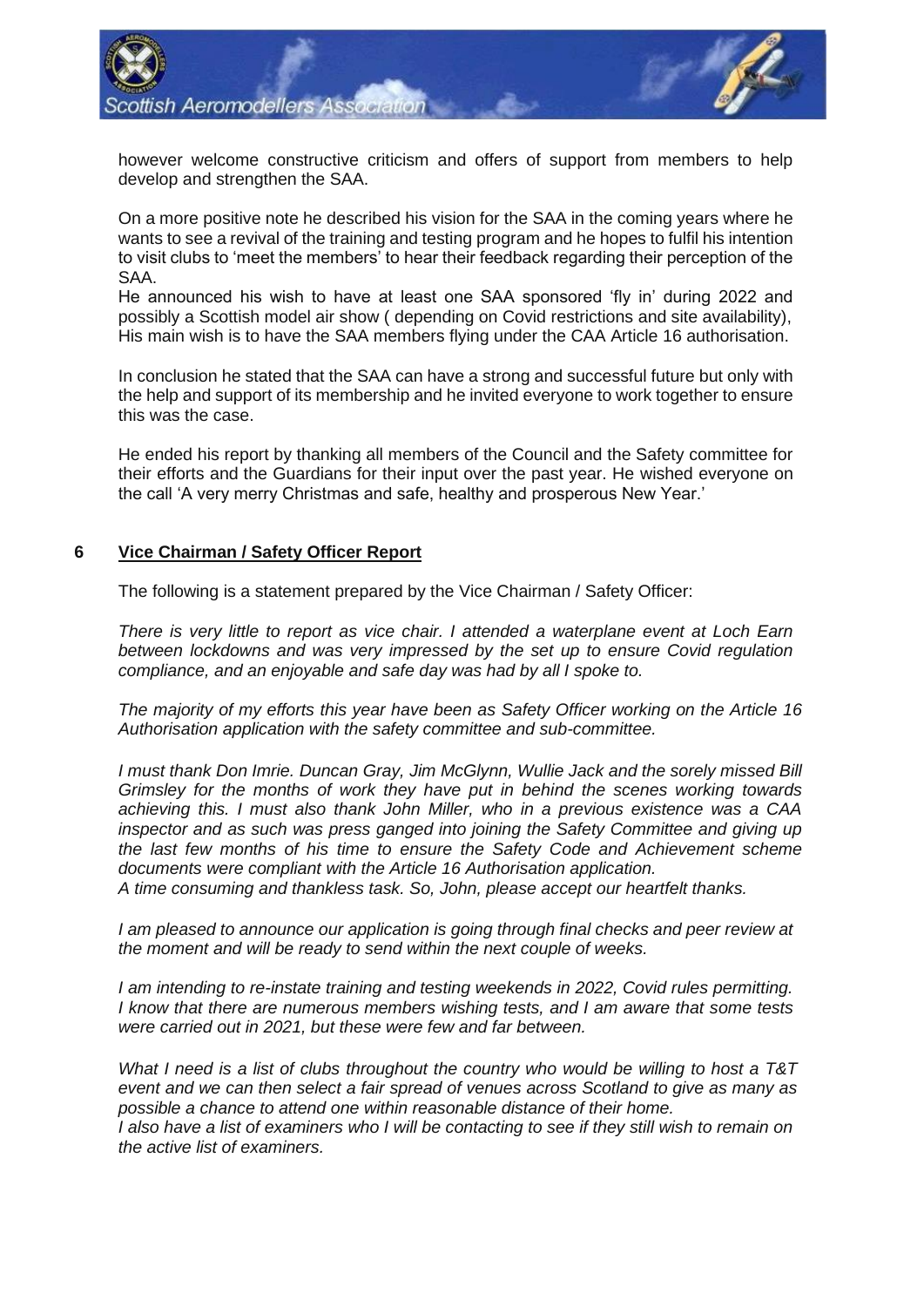however welcome constructive criticism and offers of support from members to help develop and strengthen the SAA.

On a more positive note he described his vision for the SAA in the coming years where he wants to see a revival of the training and testing program and he hopes to fulfil his intention to visit clubs to 'meet the members' to hear their feedback regarding their perception of the SAA.
He announced his wish to have at least one SAA sponsored 'fly in' during 2022 and possibly a Scottish model air show ( depending on Covid restrictions and site availability), His main wish is to have the SAA members flying under the CAA Article 16 authorisation.

In conclusion he stated that the SAA can have a strong and successful future but only with the help and support of its membership and he invited everyone to work together to ensure this was the case.

He ended his report by thanking all members of the Council and the Safety committee for their efforts and the Guardians for their input over the past year. He wished everyone on the call 'A very merry Christmas and safe, healthy and prosperous New Year.'

## 6 Vice Chairman / Safety Officer Report

The following is a statement prepared by the Vice Chairman / Safety Officer:

*There is very little to report as vice chair. I attended a waterplane event at Loch Earn between lockdowns and was very impressed by the set up to ensure Covid regulation compliance, and an enjoyable and safe day was had by all I spoke to.*

*The majority of my efforts this year have been as Safety Officer working on the Article 16 Authorisation application with the safety committee and sub-committee.*

*I must thank Don Imrie. Duncan Gray, Jim McGlynn, Wullie Jack and the sorely missed Bill Grimsley for the months of work they have put in behind the scenes working towards achieving this. I must also thank John Miller, who in a previous existence was a CAA inspector and as such was press ganged into joining the Safety Committee and giving up the last few months of his time to ensure the Safety Code and Achievement scheme documents were compliant with the Article 16 Authorisation application.*
*A time consuming and thankless task. So, John, please accept our heartfelt thanks.*

*I am pleased to announce our application is going through final checks and peer review at the moment and will be ready to send within the next couple of weeks.*

*I am intending to re-instate training and testing weekends in 2022, Covid rules permitting. I know that there are numerous members wishing tests, and I am aware that some tests were carried out in 2021, but these were few and far between.*

*What I need is a list of clubs throughout the country who would be willing to host a T&T event and we can then select a fair spread of venues across Scotland to give as many as possible a chance to attend one within reasonable distance of their home.*
*I also have a list of examiners who I will be contacting to see if they still wish to remain on the active list of examiners.*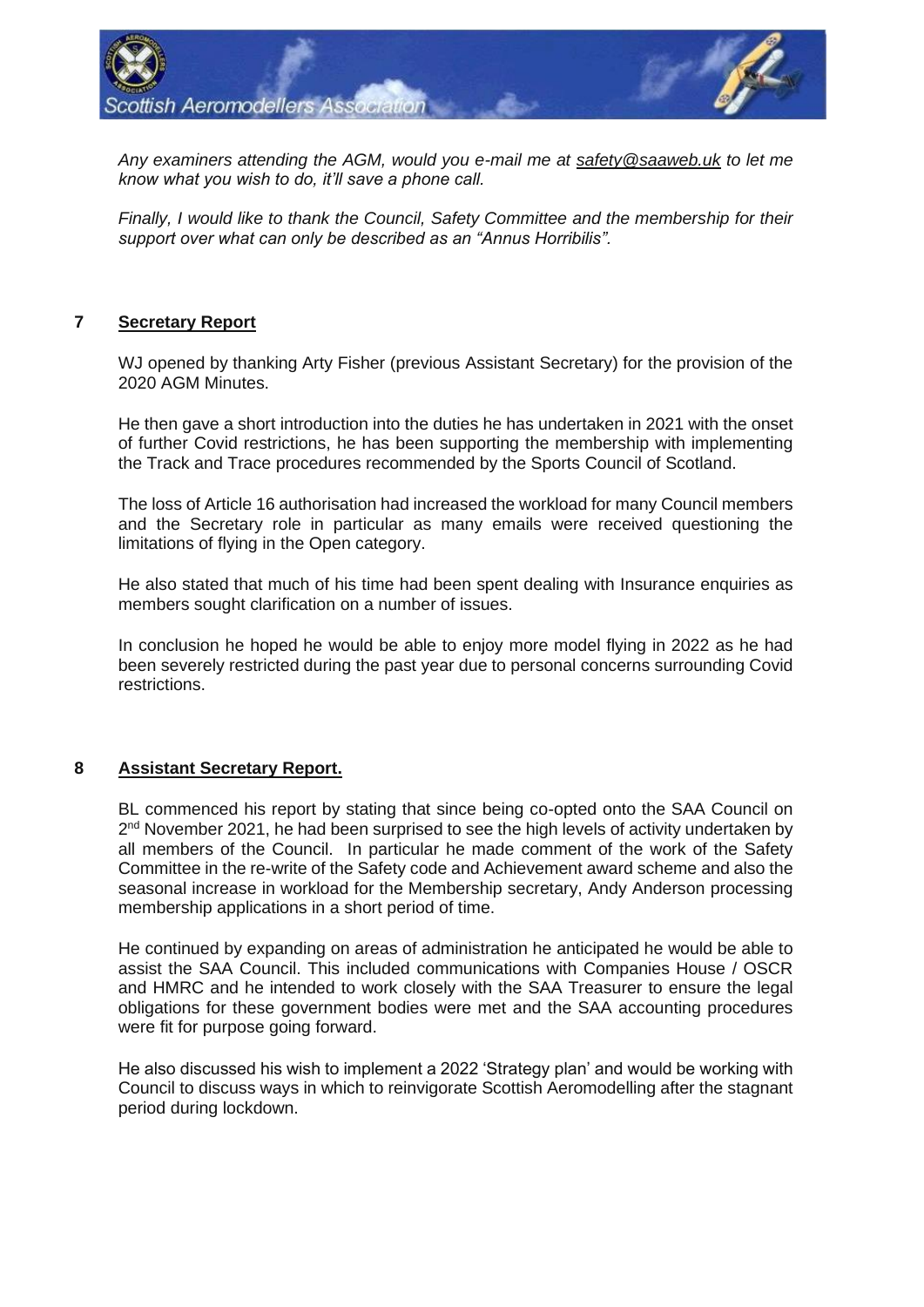*Any examiners attending the AGM, would you e-mail me at safety@saaweb.uk to let me know what you wish to do, it'll save a phone call.*

*Finally, I would like to thank the Council, Safety Committee and the membership for their support over what can only be described as an "Annus Horribilis".*

## 7 Secretary Report

WJ opened by thanking Arty Fisher (previous Assistant Secretary) for the provision of the 2020 AGM Minutes.

He then gave a short introduction into the duties he has undertaken in 2021 with the onset of further Covid restrictions, he has been supporting the membership with implementing the Track and Trace procedures recommended by the Sports Council of Scotland.

The loss of Article 16 authorisation had increased the workload for many Council members and the Secretary role in particular as many emails were received questioning the limitations of flying in the Open category.

He also stated that much of his time had been spent dealing with Insurance enquiries as members sought clarification on a number of issues.

In conclusion he hoped he would be able to enjoy more model flying in 2022 as he had been severely restricted during the past year due to personal concerns surrounding Covid restrictions.

## 8 Assistant Secretary Report.

BL commenced his report by stating that since being co-opted onto the SAA Council on 2nd November 2021, he had been surprised to see the high levels of activity undertaken by all members of the Council. In particular he made comment of the work of the Safety Committee in the re-write of the Safety code and Achievement award scheme and also the seasonal increase in workload for the Membership secretary, Andy Anderson processing membership applications in a short period of time.

He continued by expanding on areas of administration he anticipated he would be able to assist the SAA Council. This included communications with Companies House / OSCR and HMRC and he intended to work closely with the SAA Treasurer to ensure the legal obligations for these government bodies were met and the SAA accounting procedures were fit for purpose going forward.

He also discussed his wish to implement a 2022 'Strategy plan' and would be working with Council to discuss ways in which to reinvigorate Scottish Aeromodelling after the stagnant period during lockdown.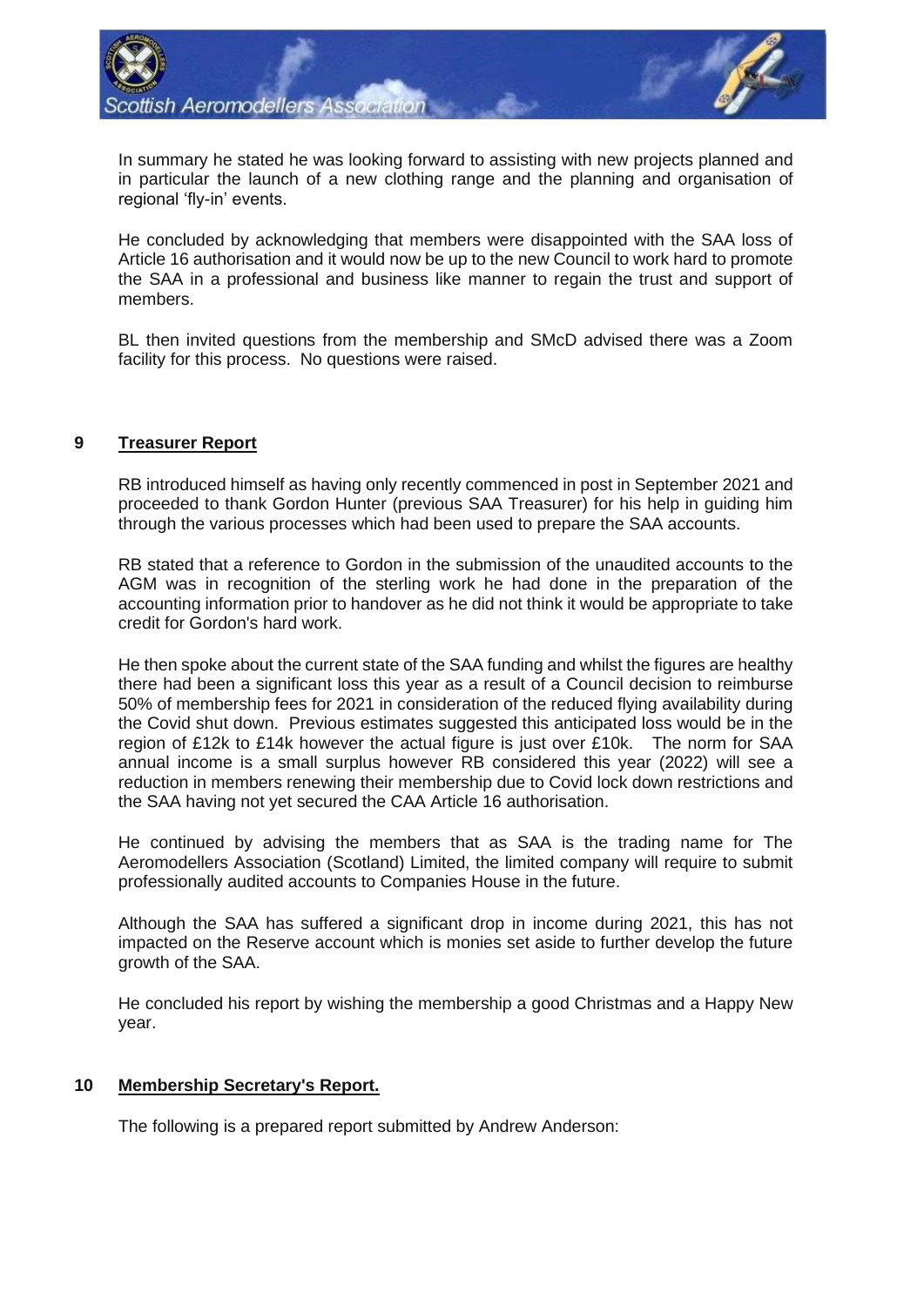In summary he stated he was looking forward to assisting with new projects planned and in particular the launch of a new clothing range and the planning and organisation of regional 'fly-in' events.

He concluded by acknowledging that members were disappointed with the SAA loss of Article 16 authorisation and it would now be up to the new Council to work hard to promote the SAA in a professional and business like manner to regain the trust and support of members.

BL then invited questions from the membership and SMcD advised there was a Zoom facility for this process. No questions were raised.

## 9 **Treasurer Report**

RB introduced himself as having only recently commenced in post in September 2021 and proceeded to thank Gordon Hunter (previous SAA Treasurer) for his help in guiding him through the various processes which had been used to prepare the SAA accounts.

RB stated that a reference to Gordon in the submission of the unaudited accounts to the AGM was in recognition of the sterling work he had done in the preparation of the accounting information prior to handover as he did not think it would be appropriate to take credit for Gordon's hard work.

He then spoke about the current state of the SAA funding and whilst the figures are healthy there had been a significant loss this year as a result of a Council decision to reimburse 50% of membership fees for 2021 in consideration of the reduced flying availability during the Covid shut down. Previous estimates suggested this anticipated loss would be in the region of £12k to £14k however the actual figure is just over £10k. The norm for SAA annual income is a small surplus however RB considered this year (2022) will see a reduction in members renewing their membership due to Covid lock down restrictions and the SAA having not yet secured the CAA Article 16 authorisation.

He continued by advising the members that as SAA is the trading name for The Aeromodellers Association (Scotland) Limited, the limited company will require to submit professionally audited accounts to Companies House in the future.

Although the SAA has suffered a significant drop in income during 2021, this has not impacted on the Reserve account which is monies set aside to further develop the future growth of the SAA.

He concluded his report by wishing the membership a good Christmas and a Happy New year.

## 10 **Membership Secretary's Report.**

The following is a prepared report submitted by Andrew Anderson: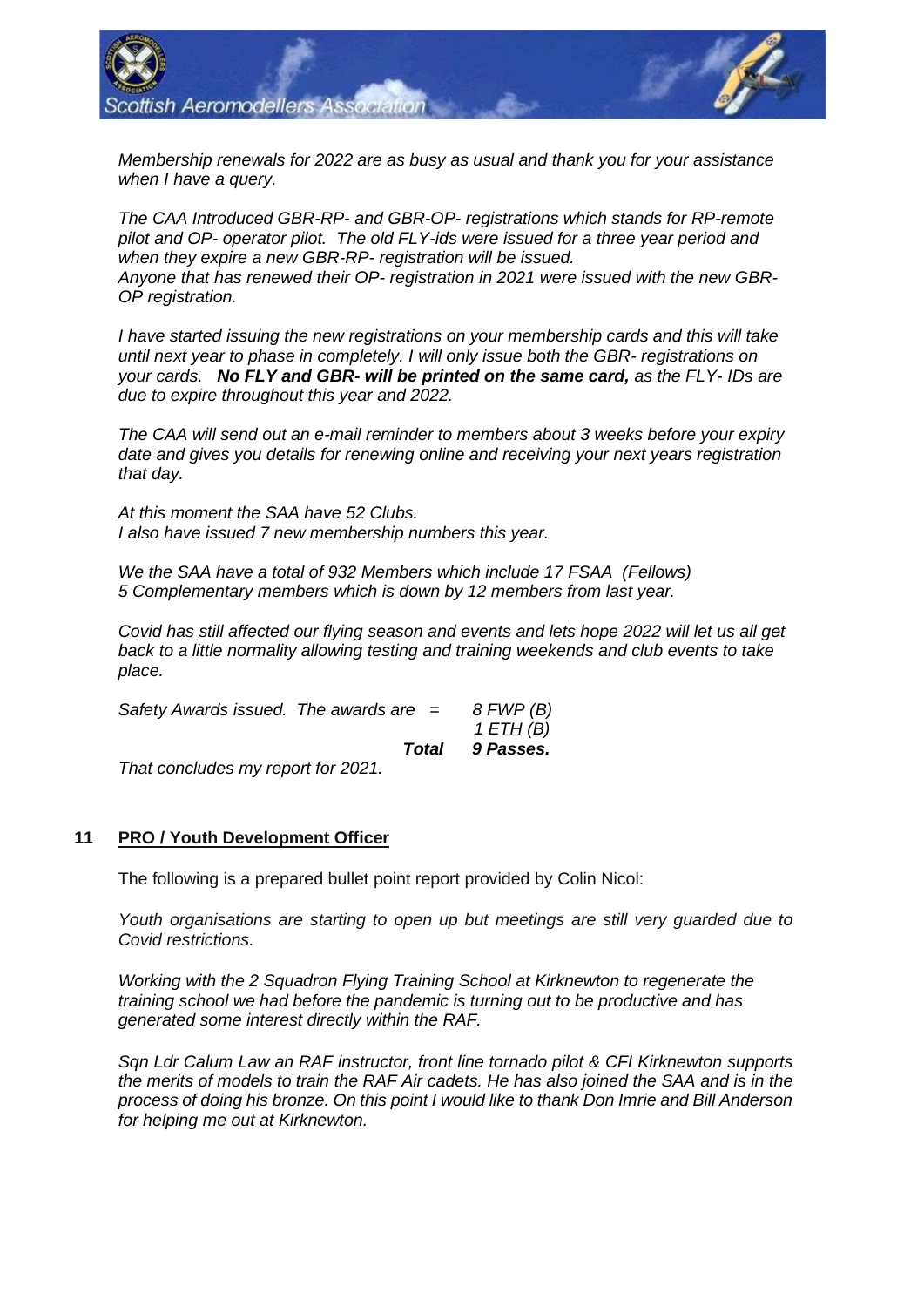*Membership renewals for 2022 are as busy as usual and thank you for your assistance when I have a query.*

*The CAA Introduced GBR-RP- and GBR-OP- registrations which stands for RP-remote pilot and OP- operator pilot. The old FLY-ids were issued for a three year period and when they expire a new GBR-RP- registration will be issued.*
*Anyone that has renewed their OP- registration in 2021 were issued with the new GBR-OP registration.*

*I have started issuing the new registrations on your membership cards and this will take until next year to phase in completely. I will only issue both the GBR- registrations on your cards.* ***No FLY and GBR- will be printed on the same card,*** *as the FLY- IDs are due to expire throughout this year and 2022.*

*The CAA will send out an e-mail reminder to members about 3 weeks before your expiry date and gives you details for renewing online and receiving your next years registration that day.*

*At this moment the SAA have 52 Clubs.*
*I also have issued 7 new membership numbers this year.*

*We the SAA have a total of 932 Members which include 17 FSAA (Fellows)*
*5 Complementary members which is down by 12 members from last year.*

*Covid has still affected our flying season and events and lets hope 2022 will let us all get back to a little normality allowing testing and training weekends and club events to take place.*

| | |
|---|---|
| *Safety Awards issued. The awards are =* | *8 FWP (B)* |
| | *1 ETH (B)* |
| ***Total*** | ***9 Passes.*** |

*That concludes my report for 2021.*

## 11 PRO / Youth Development Officer

The following is a prepared bullet point report provided by Colin Nicol:

*Youth organisations are starting to open up but meetings are still very guarded due to Covid restrictions.*

*Working with the 2 Squadron Flying Training School at Kirknewton to regenerate the training school we had before the pandemic is turning out to be productive and has generated some interest directly within the RAF.*

*Sqn Ldr Calum Law an RAF instructor, front line tornado pilot & CFI Kirknewton supports the merits of models to train the RAF Air cadets. He has also joined the SAA and is in the process of doing his bronze. On this point I would like to thank Don Imrie and Bill Anderson for helping me out at Kirknewton.*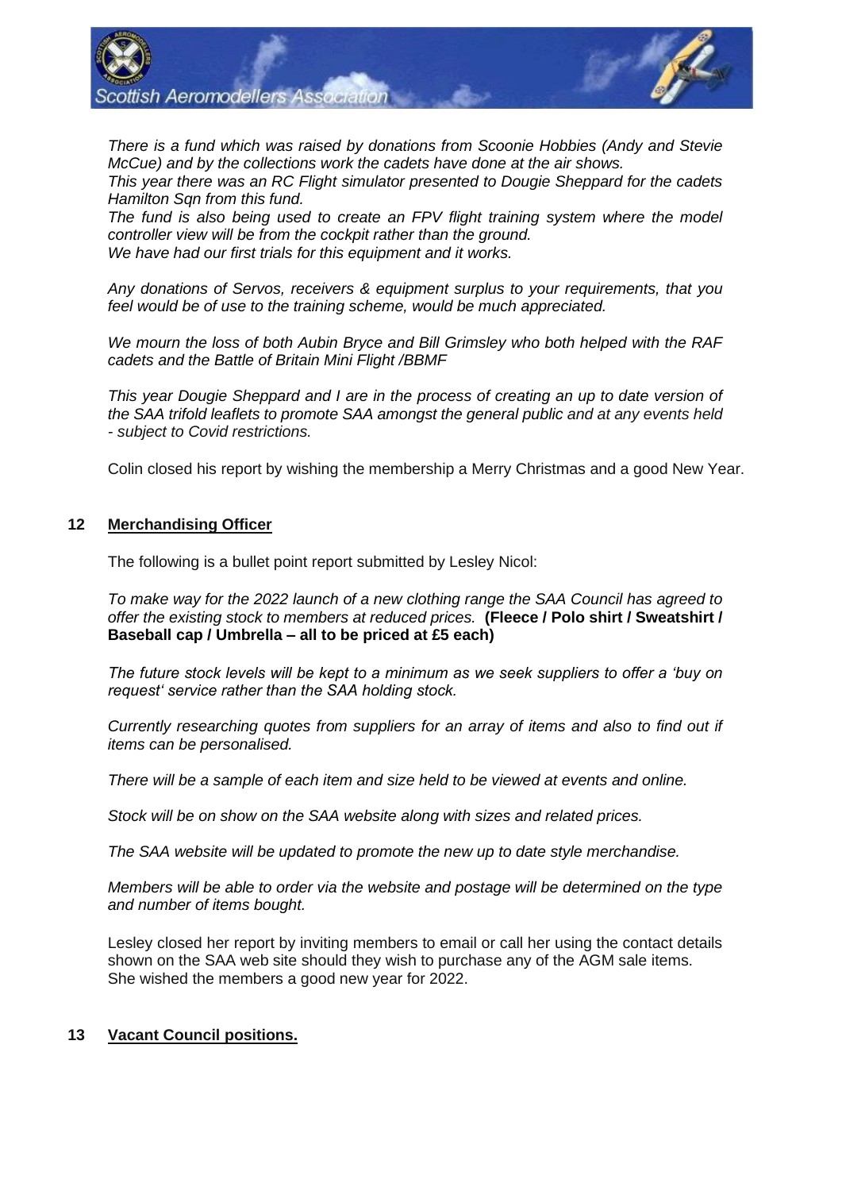*There is a fund which was raised by donations from Scoonie Hobbies (Andy and Stevie McCue) and by the collections work the cadets have done at the air shows.*
*This year there was an RC Flight simulator presented to Dougie Sheppard for the cadets Hamilton Sqn from this fund.*
*The fund is also being used to create an FPV flight training system where the model controller view will be from the cockpit rather than the ground.*
*We have had our first trials for this equipment and it works.*

*Any donations of Servos, receivers & equipment surplus to your requirements, that you feel would be of use to the training scheme, would be much appreciated.*

*We mourn the loss of both Aubin Bryce and Bill Grimsley who both helped with the RAF cadets and the Battle of Britain Mini Flight /BBMF*

*This year Dougie Sheppard and I are in the process of creating an up to date version of the SAA trifold leaflets to promote SAA amongst the general public and at any events held - subject to Covid restrictions.*

Colin closed his report by wishing the membership a Merry Christmas and a good New Year.

## 12 Merchandising Officer

The following is a bullet point report submitted by Lesley Nicol:

*To make way for the 2022 launch of a new clothing range the SAA Council has agreed to offer the existing stock to members at reduced prices.* **(Fleece / Polo shirt / Sweatshirt / Baseball cap / Umbrella – all to be priced at £5 each)**

*The future stock levels will be kept to a minimum as we seek suppliers to offer a 'buy on request' service rather than the SAA holding stock.*

*Currently researching quotes from suppliers for an array of items and also to find out if items can be personalised.*

*There will be a sample of each item and size held to be viewed at events and online.*

*Stock will be on show on the SAA website along with sizes and related prices.*

*The SAA website will be updated to promote the new up to date style merchandise.*

*Members will be able to order via the website and postage will be determined on the type and number of items bought.*

Lesley closed her report by inviting members to email or call her using the contact details shown on the SAA web site should they wish to purchase any of the AGM sale items.
She wished the members a good new year for 2022.

## 13 Vacant Council positions.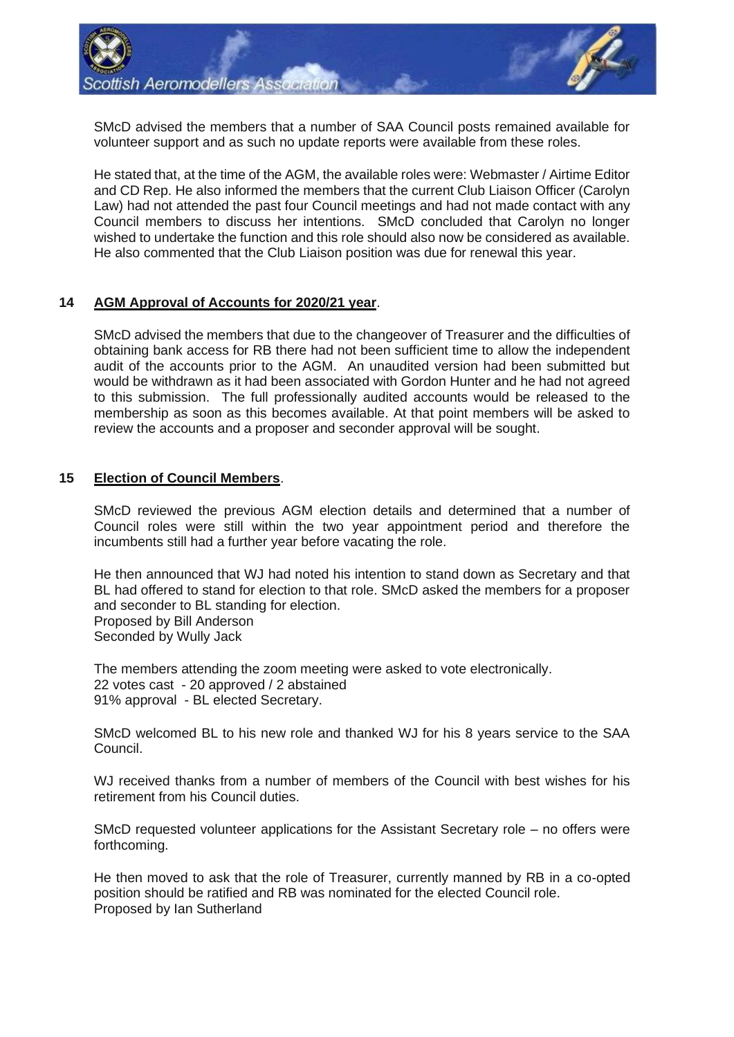SMcD advised the members that a number of SAA Council posts remained available for volunteer support and as such no update reports were available from these roles.

He stated that, at the time of the AGM, the available roles were: Webmaster / Airtime Editor and CD Rep. He also informed the members that the current Club Liaison Officer (Carolyn Law) had not attended the past four Council meetings and had not made contact with any Council members to discuss her intentions. SMcD concluded that Carolyn no longer wished to undertake the function and this role should also now be considered as available. He also commented that the Club Liaison position was due for renewal this year.

## 14 **AGM Approval of Accounts for 2020/21 year**.

SMcD advised the members that due to the changeover of Treasurer and the difficulties of obtaining bank access for RB there had not been sufficient time to allow the independent audit of the accounts prior to the AGM. An unaudited version had been submitted but would be withdrawn as it had been associated with Gordon Hunter and he had not agreed to this submission. The full professionally audited accounts would be released to the membership as soon as this becomes available. At that point members will be asked to review the accounts and a proposer and seconder approval will be sought.

## 15 **Election of Council Members**.

SMcD reviewed the previous AGM election details and determined that a number of Council roles were still within the two year appointment period and therefore the incumbents still had a further year before vacating the role.

He then announced that WJ had noted his intention to stand down as Secretary and that BL had offered to stand for election to that role. SMcD asked the members for a proposer and seconder to BL standing for election.
Proposed by Bill Anderson
Seconded by Wully Jack

The members attending the zoom meeting were asked to vote electronically.
22 votes cast - 20 approved / 2 abstained
91% approval - BL elected Secretary.

SMcD welcomed BL to his new role and thanked WJ for his 8 years service to the SAA Council.

WJ received thanks from a number of members of the Council with best wishes for his retirement from his Council duties.

SMcD requested volunteer applications for the Assistant Secretary role – no offers were forthcoming.

He then moved to ask that the role of Treasurer, currently manned by RB in a co-opted position should be ratified and RB was nominated for the elected Council role.
Proposed by Ian Sutherland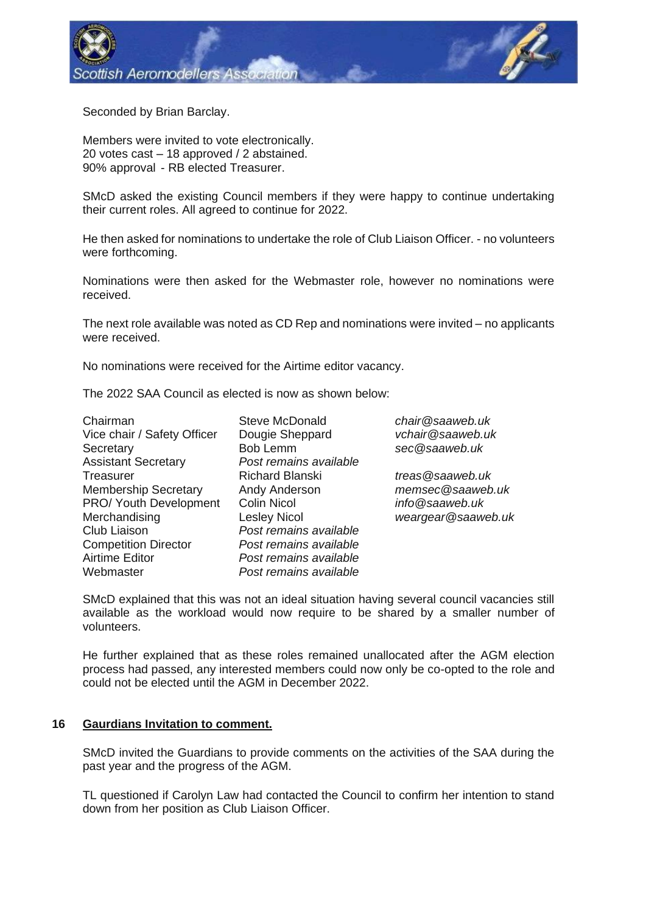Seconded by Brian Barclay.

Members were invited to vote electronically.
20 votes cast – 18 approved / 2 abstained.
90% approval - RB elected Treasurer.

SMcD asked the existing Council members if they were happy to continue undertaking their current roles. All agreed to continue for 2022.

He then asked for nominations to undertake the role of Club Liaison Officer. - no volunteers were forthcoming.

Nominations were then asked for the Webmaster role, however no nominations were received.

The next role available was noted as CD Rep and nominations were invited – no applicants were received.

No nominations were received for the Airtime editor vacancy.

The 2022 SAA Council as elected is now as shown below:

| | | |
|---|---|---|
| Chairman | Steve McDonald | *chair@saaweb.uk* |
| Vice chair / Safety Officer | Dougie Sheppard | *vchair@saaweb.uk* |
| Secretary | Bob Lemm | *sec@saaweb.uk* |
| Assistant Secretary | *Post remains available* | |
| Treasurer | Richard Blanski | *treas@saaweb.uk* |
| Membership Secretary | Andy Anderson | *memsec@saaweb.uk* |
| PRO/ Youth Development | Colin Nicol | *info@saaweb.uk* |
| Merchandising | Lesley Nicol | *weargear@saaweb.uk* |
| Club Liaison | *Post remains available* | |
| Competition Director | *Post remains available* | |
| Airtime Editor | *Post remains available* | |
| Webmaster | *Post remains available* | |

SMcD explained that this was not an ideal situation having several council vacancies still available as the workload would now require to be shared by a smaller number of volunteers.

He further explained that as these roles remained unallocated after the AGM election process had passed, any interested members could now only be co-opted to the role and could not be elected until the AGM in December 2022.

## 16 **Gaurdians Invitation to comment.**

SMcD invited the Guardians to provide comments on the activities of the SAA during the past year and the progress of the AGM.

TL questioned if Carolyn Law had contacted the Council to confirm her intention to stand down from her position as Club Liaison Officer.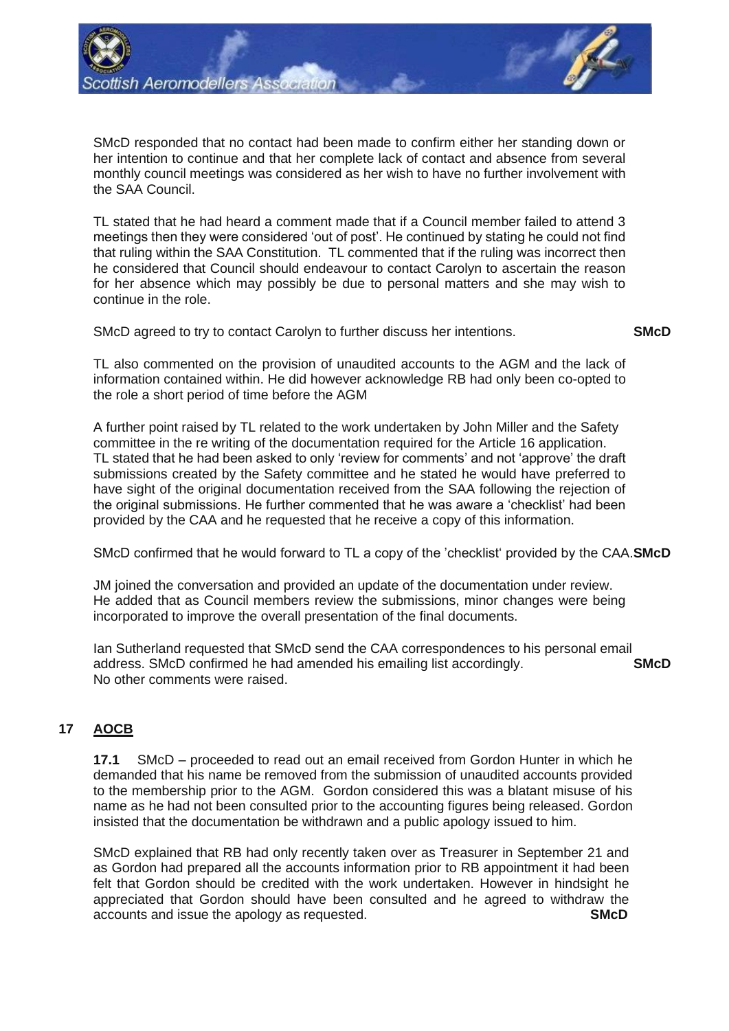SMcD responded that no contact had been made to confirm either her standing down or her intention to continue and that her complete lack of contact and absence from several monthly council meetings was considered as her wish to have no further involvement with the SAA Council.

TL stated that he had heard a comment made that if a Council member failed to attend 3 meetings then they were considered 'out of post'. He continued by stating he could not find that ruling within the SAA Constitution. TL commented that if the ruling was incorrect then he considered that Council should endeavour to contact Carolyn to ascertain the reason for her absence which may possibly be due to personal matters and she may wish to continue in the role.

SMcD agreed to try to contact Carolyn to further discuss her intentions. **SMcD**

TL also commented on the provision of unaudited accounts to the AGM and the lack of information contained within. He did however acknowledge RB had only been co-opted to the role a short period of time before the AGM

A further point raised by TL related to the work undertaken by John Miller and the Safety committee in the re writing of the documentation required for the Article 16 application. TL stated that he had been asked to only 'review for comments' and not 'approve' the draft submissions created by the Safety committee and he stated he would have preferred to have sight of the original documentation received from the SAA following the rejection of the original submissions. He further commented that he was aware a 'checklist' had been provided by the CAA and he requested that he receive a copy of this information.

SMcD confirmed that he would forward to TL a copy of the 'checklist' provided by the CAA. **SMcD**

JM joined the conversation and provided an update of the documentation under review. He added that as Council members review the submissions, minor changes were being incorporated to improve the overall presentation of the final documents.

Ian Sutherland requested that SMcD send the CAA correspondences to his personal email address. SMcD confirmed he had amended his emailing list accordingly. **SMcD**
No other comments were raised.

## 17 AOCB

**17.1** SMcD – proceeded to read out an email received from Gordon Hunter in which he demanded that his name be removed from the submission of unaudited accounts provided to the membership prior to the AGM. Gordon considered this was a blatant misuse of his name as he had not been consulted prior to the accounting figures being released. Gordon insisted that the documentation be withdrawn and a public apology issued to him.

SMcD explained that RB had only recently taken over as Treasurer in September 21 and as Gordon had prepared all the accounts information prior to RB appointment it had been felt that Gordon should be credited with the work undertaken. However in hindsight he appreciated that Gordon should have been consulted and he agreed to withdraw the accounts and issue the apology as requested. **SMcD**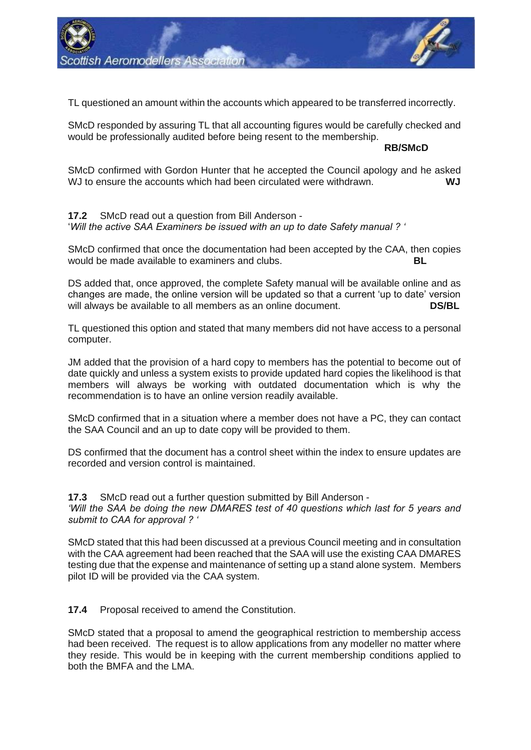TL questioned an amount within the accounts which appeared to be transferred incorrectly.

SMcD responded by assuring TL that all accounting figures would be carefully checked and would be professionally audited before being resent to the membership.

**RB/SMcD**

SMcD confirmed with Gordon Hunter that he accepted the Council apology and he asked WJ to ensure the accounts which had been circulated were withdrawn. **WJ**

**17.2** SMcD read out a question from Bill Anderson -
'*Will the active SAA Examiners be issued with an up to date Safety manual ? '*

SMcD confirmed that once the documentation had been accepted by the CAA, then copies would be made available to examiners and clubs. **BL**

DS added that, once approved, the complete Safety manual will be available online and as changes are made, the online version will be updated so that a current 'up to date' version will always be available to all members as an online document. **DS/BL**

TL questioned this option and stated that many members did not have access to a personal computer.

JM added that the provision of a hard copy to members has the potential to become out of date quickly and unless a system exists to provide updated hard copies the likelihood is that members will always be working with outdated documentation which is why the recommendation is to have an online version readily available.

SMcD confirmed that in a situation where a member does not have a PC, they can contact the SAA Council and an up to date copy will be provided to them.

DS confirmed that the document has a control sheet within the index to ensure updates are recorded and version control is maintained.

**17.3** SMcD read out a further question submitted by Bill Anderson -
*'Will the SAA be doing the new DMARES test of 40 questions which last for 5 years and submit to CAA for approval ? '*

SMcD stated that this had been discussed at a previous Council meeting and in consultation with the CAA agreement had been reached that the SAA will use the existing CAA DMARES testing due that the expense and maintenance of setting up a stand alone system. Members pilot ID will be provided via the CAA system.

**17.4** Proposal received to amend the Constitution.

SMcD stated that a proposal to amend the geographical restriction to membership access had been received. The request is to allow applications from any modeller no matter where they reside. This would be in keeping with the current membership conditions applied to both the BMFA and the LMA.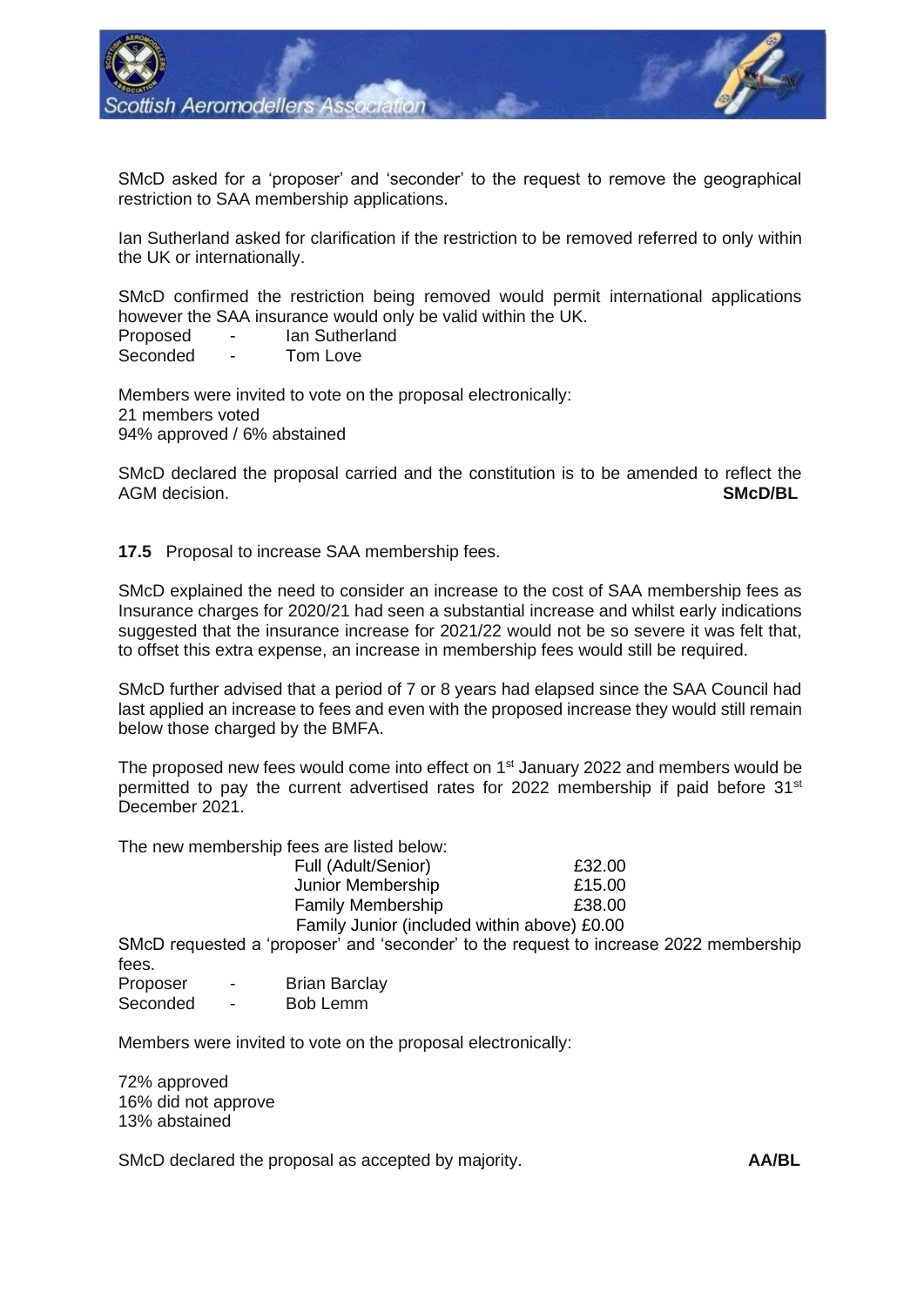SMcD asked for a 'proposer' and 'seconder' to the request to remove the geographical restriction to SAA membership applications.

Ian Sutherland asked for clarification if the restriction to be removed referred to only within the UK or internationally.

SMcD confirmed the restriction being removed would permit international applications however the SAA insurance would only be valid within the UK.

Proposed - Ian Sutherland
Seconded - Tom Love

Members were invited to vote on the proposal electronically:
21 members voted
94% approved / 6% abstained

SMcD declared the proposal carried and the constitution is to be amended to reflect the AGM decision. **SMcD/BL**

**17.5** Proposal to increase SAA membership fees.

SMcD explained the need to consider an increase to the cost of SAA membership fees as Insurance charges for 2020/21 had seen a substantial increase and whilst early indications suggested that the insurance increase for 2021/22 would not be so severe it was felt that, to offset this extra expense, an increase in membership fees would still be required.

SMcD further advised that a period of 7 or 8 years had elapsed since the SAA Council had last applied an increase to fees and even with the proposed increase they would still remain below those charged by the BMFA.

The proposed new fees would come into effect on 1st January 2022 and members would be permitted to pay the current advertised rates for 2022 membership if paid before 31st December 2021.

The new membership fees are listed below:

| Membership | Fee |
| --- | --- |
| Full (Adult/Senior) | £32.00 |
| Junior Membership | £15.00 |
| Family Membership | £38.00 |
| Family Junior (included within above) | £0.00 |

SMcD requested a 'proposer' and 'seconder' to the request to increase 2022 membership fees.

Proposer - Brian Barclay
Seconded - Bob Lemm

Members were invited to vote on the proposal electronically:

72% approved
16% did not approve
13% abstained

SMcD declared the proposal as accepted by majority. **AA/BL**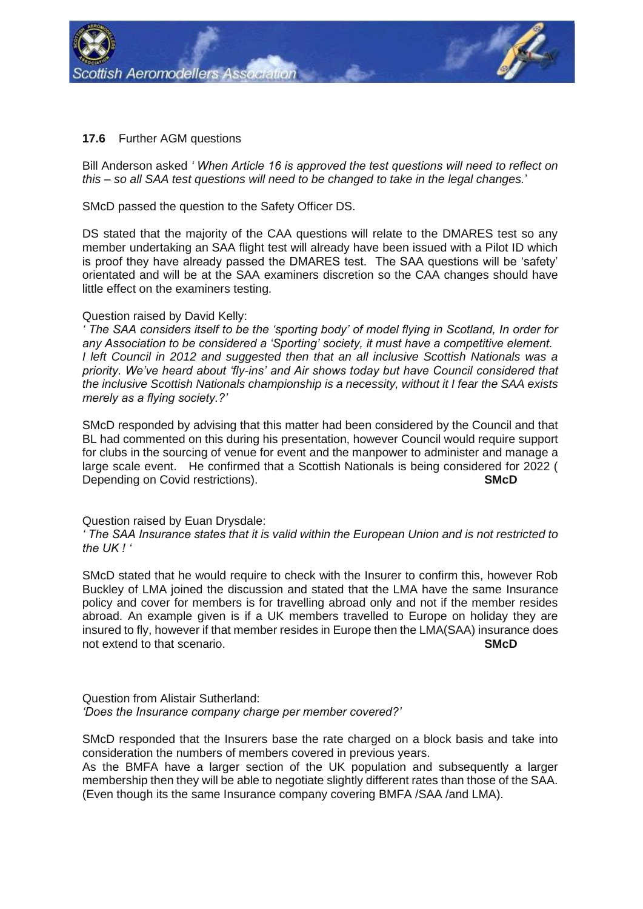**17.6** Further AGM questions

Bill Anderson asked *' When Article 16 is approved the test questions will need to reflect on this – so all SAA test questions will need to be changed to take in the legal changes.*'

SMcD passed the question to the Safety Officer DS.

DS stated that the majority of the CAA questions will relate to the DMARES test so any member undertaking an SAA flight test will already have been issued with a Pilot ID which is proof they have already passed the DMARES test. The SAA questions will be 'safety' orientated and will be at the SAA examiners discretion so the CAA changes should have little effect on the examiners testing.

Question raised by David Kelly:

*' The SAA considers itself to be the 'sporting body' of model flying in Scotland, In order for any Association to be considered a 'Sporting' society, it must have a competitive element. I left Council in 2012 and suggested then that an all inclusive Scottish Nationals was a priority. We've heard about 'fly-ins' and Air shows today but have Council considered that the inclusive Scottish Nationals championship is a necessity, without it I fear the SAA exists merely as a flying society.?'*

SMcD responded by advising that this matter had been considered by the Council and that BL had commented on this during his presentation, however Council would require support for clubs in the sourcing of venue for event and the manpower to administer and manage a large scale event. He confirmed that a Scottish Nationals is being considered for 2022 ( Depending on Covid restrictions). **SMcD**

Question raised by Euan Drysdale:

*' The SAA Insurance states that it is valid within the European Union and is not restricted to the UK ! '*

SMcD stated that he would require to check with the Insurer to confirm this, however Rob Buckley of LMA joined the discussion and stated that the LMA have the same Insurance policy and cover for members is for travelling abroad only and not if the member resides abroad. An example given is if a UK members travelled to Europe on holiday they are insured to fly, however if that member resides in Europe then the LMA(SAA) insurance does not extend to that scenario. **SMcD**

Question from Alistair Sutherland:

*'Does the Insurance company charge per member covered?'*

SMcD responded that the Insurers base the rate charged on a block basis and take into consideration the numbers of members covered in previous years.
As the BMFA have a larger section of the UK population and subsequently a larger membership then they will be able to negotiate slightly different rates than those of the SAA. (Even though its the same Insurance company covering BMFA /SAA /and LMA).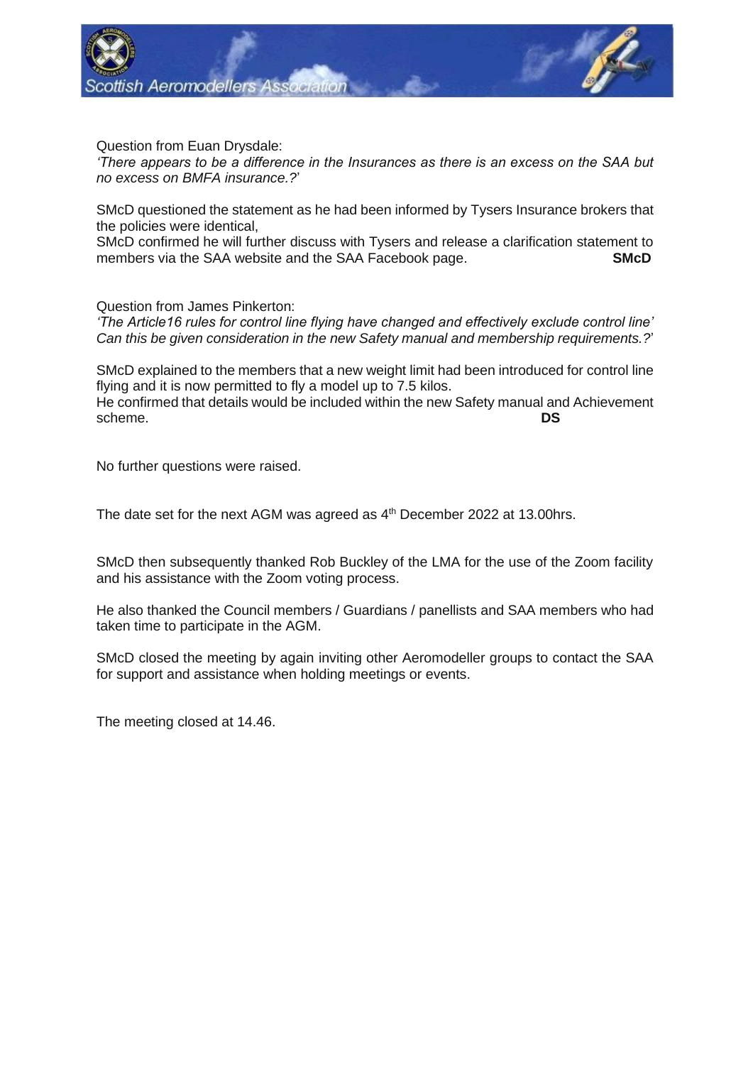Question from Euan Drysdale:
*'There appears to be a difference in the Insurances as there is an excess on the SAA but no excess on BMFA insurance.?*'

SMcD questioned the statement as he had been informed by Tysers Insurance brokers that the policies were identical,
SMcD confirmed he will further discuss with Tysers and release a clarification statement to members via the SAA website and the SAA Facebook page. **SMcD**

Question from James Pinkerton:
*'The Article16 rules for control line flying have changed and effectively exclude control line' Can this be given consideration in the new Safety manual and membership requirements.?*'

SMcD explained to the members that a new weight limit had been introduced for control line flying and it is now permitted to fly a model up to 7.5 kilos.
He confirmed that details would be included within the new Safety manual and Achievement scheme. **DS**

No further questions were raised.

The date set for the next AGM was agreed as 4th December 2022 at 13.00hrs.

SMcD then subsequently thanked Rob Buckley of the LMA for the use of the Zoom facility and his assistance with the Zoom voting process.

He also thanked the Council members / Guardians / panellists and SAA members who had taken time to participate in the AGM.

SMcD closed the meeting by again inviting other Aeromodeller groups to contact the SAA for support and assistance when holding meetings or events.

The meeting closed at 14.46.